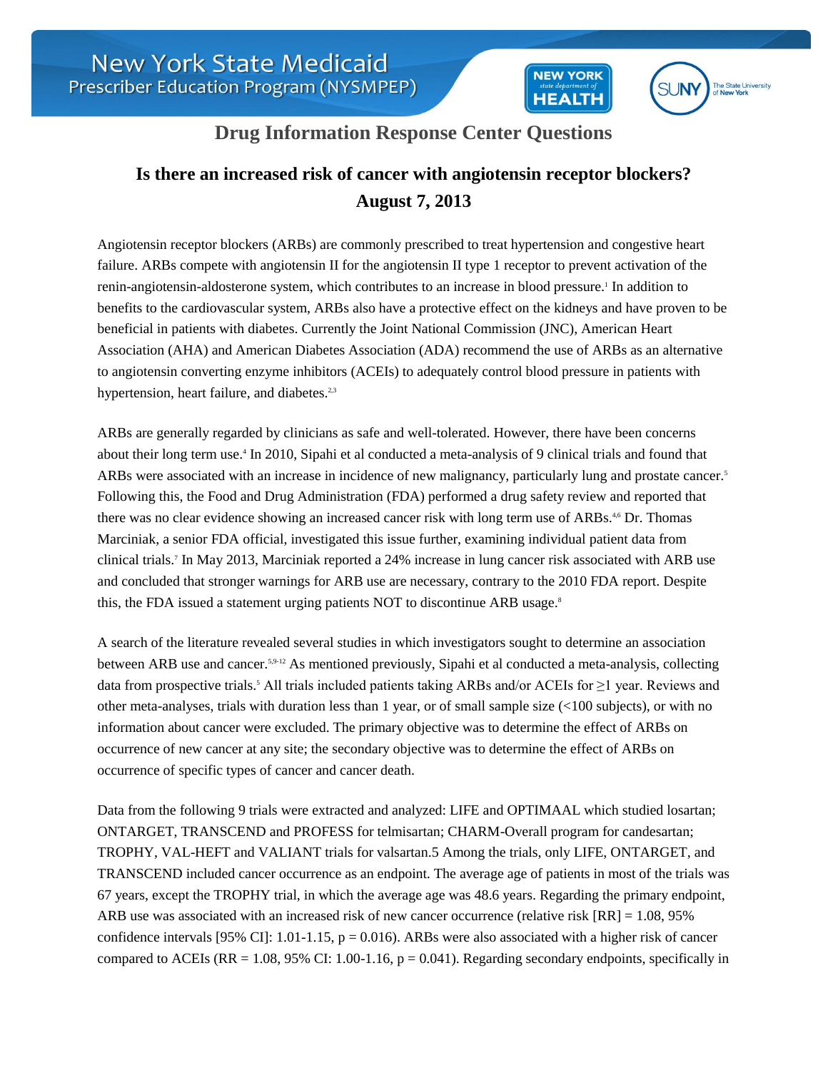# Drug Information Response Center Questions

## Is there an increased risk of cancer with angiotensin receptor blockers?
## August 7, 2013

Angiotensin receptor blockers (ARBs) are commonly prescribed to treat hypertension and congestive heart failure. ARBs compete with angiotensin II for the angiotensin II type 1 receptor to prevent activation of the renin-angiotensin-aldosterone system, which contributes to an increase in blood pressure.[1] In addition to benefits to the cardiovascular system, ARBs also have a protective effect on the kidneys and have proven to be beneficial in patients with diabetes. Currently the Joint National Commission (JNC), American Heart Association (AHA) and American Diabetes Association (ADA) recommend the use of ARBs as an alternative to angiotensin converting enzyme inhibitors (ACEIs) to adequately control blood pressure in patients with hypertension, heart failure, and diabetes.[2,3]

ARBs are generally regarded by clinicians as safe and well-tolerated. However, there have been concerns about their long term use.[4] In 2010, Sipahi et al conducted a meta-analysis of 9 clinical trials and found that ARBs were associated with an increase in incidence of new malignancy, particularly lung and prostate cancer.[5] Following this, the Food and Drug Administration (FDA) performed a drug safety review and reported that there was no clear evidence showing an increased cancer risk with long term use of ARBs.[4,6] Dr. Thomas Marciniak, a senior FDA official, investigated this issue further, examining individual patient data from clinical trials.[7] In May 2013, Marciniak reported a 24% increase in lung cancer risk associated with ARB use and concluded that stronger warnings for ARB use are necessary, contrary to the 2010 FDA report. Despite this, the FDA issued a statement urging patients NOT to discontinue ARB usage.[8]

A search of the literature revealed several studies in which investigators sought to determine an association between ARB use and cancer.[5,9-12] As mentioned previously, Sipahi et al conducted a meta-analysis, collecting data from prospective trials.[5] All trials included patients taking ARBs and/or ACEIs for ≥1 year. Reviews and other meta-analyses, trials with duration less than 1 year, or of small sample size (<100 subjects), or with no information about cancer were excluded. The primary objective was to determine the effect of ARBs on occurrence of new cancer at any site; the secondary objective was to determine the effect of ARBs on occurrence of specific types of cancer and cancer death.

Data from the following 9 trials were extracted and analyzed: LIFE and OPTIMAAL which studied losartan; ONTARGET, TRANSCEND and PROFESS for telmisartan; CHARM-Overall program for candesartan; TROPHY, VAL-HEFT and VALIANT trials for valsartan.5 Among the trials, only LIFE, ONTARGET, and TRANSCEND included cancer occurrence as an endpoint. The average age of patients in most of the trials was 67 years, except the TROPHY trial, in which the average age was 48.6 years. Regarding the primary endpoint, ARB use was associated with an increased risk of new cancer occurrence (relative risk [RR] = 1.08, 95% confidence intervals [95% CI]: 1.01-1.15, $p = 0.016$). ARBs were also associated with a higher risk of cancer compared to ACEIs (RR = 1.08, 95% CI: 1.00-1.16, $p = 0.041$). Regarding secondary endpoints, specifically in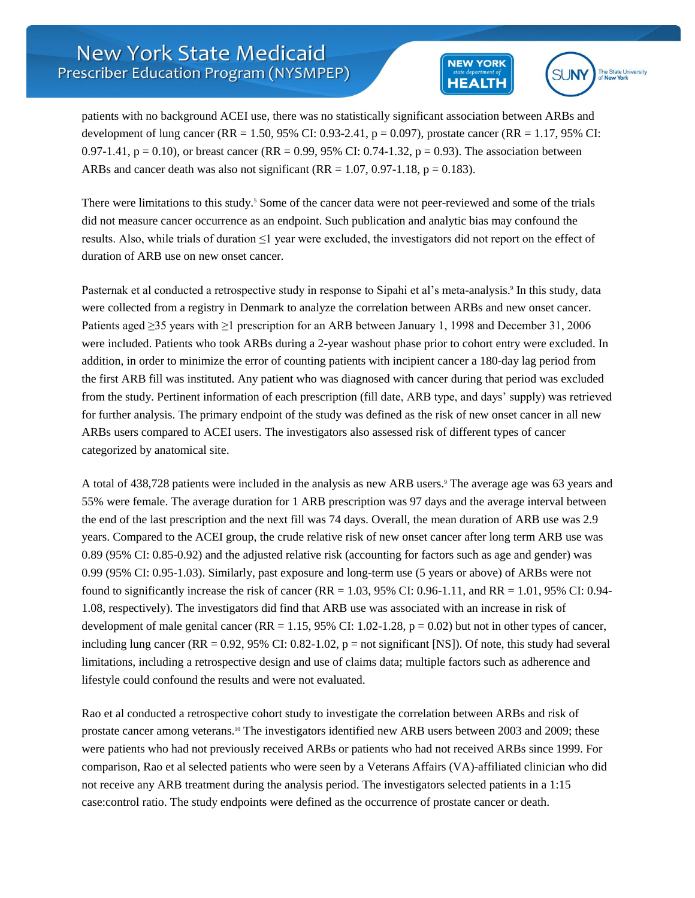patients with no background ACEI use, there was no statistically significant association between ARBs and development of lung cancer (RR = 1.50, 95% CI: 0.93-2.41, p = 0.097), prostate cancer (RR = 1.17, 95% CI: 0.97-1.41, p = 0.10), or breast cancer (RR = 0.99, 95% CI: 0.74-1.32, p = 0.93). The association between ARBs and cancer death was also not significant (RR = 1.07, 0.97-1.18, p = 0.183).

There were limitations to this study.[5] Some of the cancer data were not peer-reviewed and some of the trials did not measure cancer occurrence as an endpoint. Such publication and analytic bias may confound the results. Also, while trials of duration ≤1 year were excluded, the investigators did not report on the effect of duration of ARB use on new onset cancer.

Pasternak et al conducted a retrospective study in response to Sipahi et al's meta-analysis.[9] In this study, data were collected from a registry in Denmark to analyze the correlation between ARBs and new onset cancer. Patients aged ≥35 years with ≥1 prescription for an ARB between January 1, 1998 and December 31, 2006 were included. Patients who took ARBs during a 2-year washout phase prior to cohort entry were excluded. In addition, in order to minimize the error of counting patients with incipient cancer a 180-day lag period from the first ARB fill was instituted. Any patient who was diagnosed with cancer during that period was excluded from the study. Pertinent information of each prescription (fill date, ARB type, and days' supply) was retrieved for further analysis. The primary endpoint of the study was defined as the risk of new onset cancer in all new ARBs users compared to ACEI users. The investigators also assessed risk of different types of cancer categorized by anatomical site.

A total of 438,728 patients were included in the analysis as new ARB users.[9] The average age was 63 years and 55% were female. The average duration for 1 ARB prescription was 97 days and the average interval between the end of the last prescription and the next fill was 74 days. Overall, the mean duration of ARB use was 2.9 years. Compared to the ACEI group, the crude relative risk of new onset cancer after long term ARB use was 0.89 (95% CI: 0.85-0.92) and the adjusted relative risk (accounting for factors such as age and gender) was 0.99 (95% CI: 0.95-1.03). Similarly, past exposure and long-term use (5 years or above) of ARBs were not found to significantly increase the risk of cancer (RR = 1.03, 95% CI: 0.96-1.11, and RR = 1.01, 95% CI: 0.94-1.08, respectively). The investigators did find that ARB use was associated with an increase in risk of development of male genital cancer (RR = 1.15, 95% CI: 1.02-1.28, p = 0.02) but not in other types of cancer, including lung cancer (RR = 0.92, 95% CI: 0.82-1.02, p = not significant [NS]). Of note, this study had several limitations, including a retrospective design and use of claims data; multiple factors such as adherence and lifestyle could confound the results and were not evaluated.

Rao et al conducted a retrospective cohort study to investigate the correlation between ARBs and risk of prostate cancer among veterans.[10] The investigators identified new ARB users between 2003 and 2009; these were patients who had not previously received ARBs or patients who had not received ARBs since 1999. For comparison, Rao et al selected patients who were seen by a Veterans Affairs (VA)-affiliated clinician who did not receive any ARB treatment during the analysis period. The investigators selected patients in a 1:15 case:control ratio. The study endpoints were defined as the occurrence of prostate cancer or death.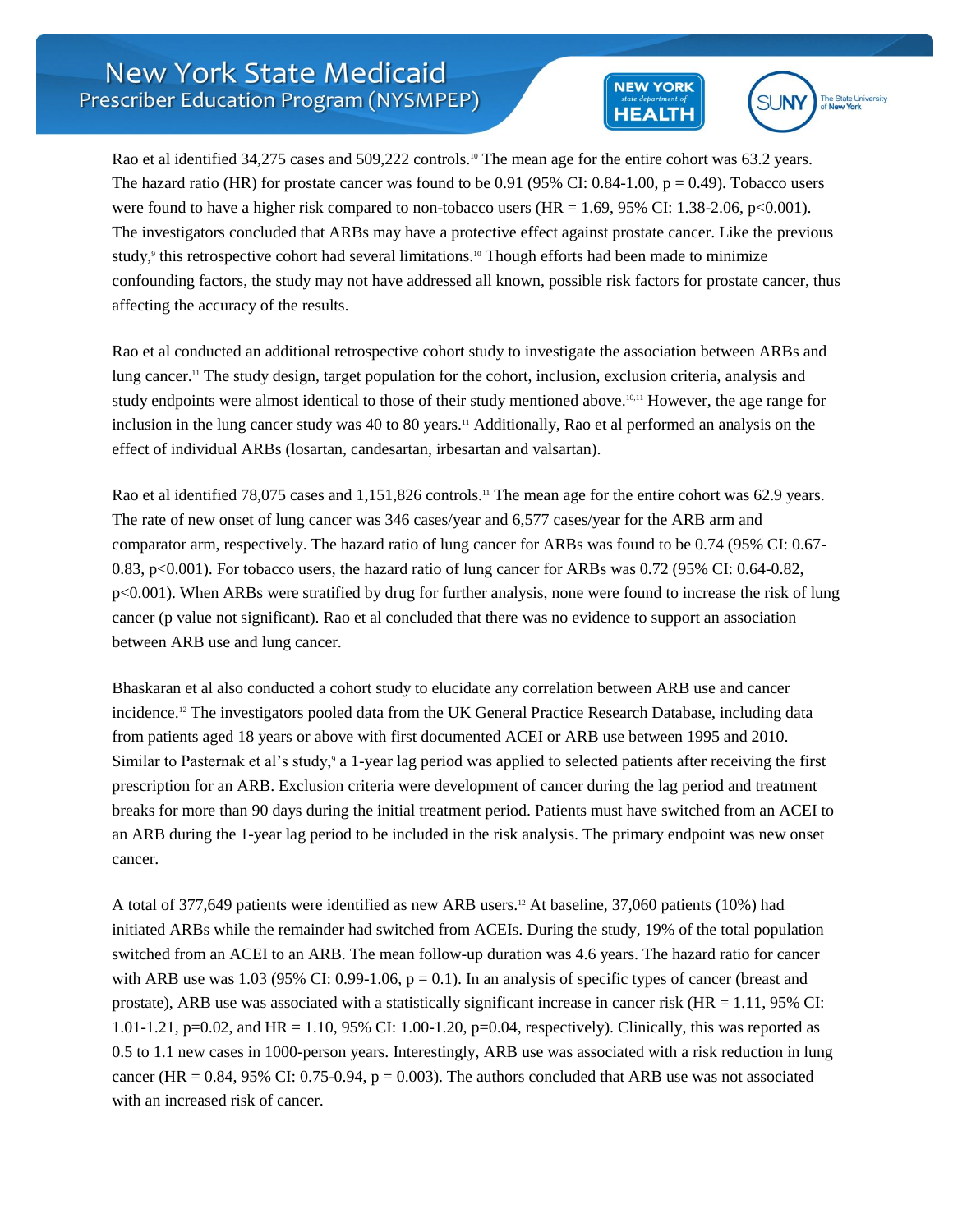Rao et al identified 34,275 cases and 509,222 controls.[10] The mean age for the entire cohort was 63.2 years. The hazard ratio (HR) for prostate cancer was found to be 0.91 (95% CI: 0.84-1.00, p = 0.49). Tobacco users were found to have a higher risk compared to non-tobacco users (HR = 1.69, 95% CI: 1.38-2.06, p<0.001). The investigators concluded that ARBs may have a protective effect against prostate cancer. Like the previous study,[9] this retrospective cohort had several limitations.[10] Though efforts had been made to minimize confounding factors, the study may not have addressed all known, possible risk factors for prostate cancer, thus affecting the accuracy of the results.

Rao et al conducted an additional retrospective cohort study to investigate the association between ARBs and lung cancer.[11] The study design, target population for the cohort, inclusion, exclusion criteria, analysis and study endpoints were almost identical to those of their study mentioned above.[10,11] However, the age range for inclusion in the lung cancer study was 40 to 80 years.[11] Additionally, Rao et al performed an analysis on the effect of individual ARBs (losartan, candesartan, irbesartan and valsartan).

Rao et al identified 78,075 cases and 1,151,826 controls.[11] The mean age for the entire cohort was 62.9 years. The rate of new onset of lung cancer was 346 cases/year and 6,577 cases/year for the ARB arm and comparator arm, respectively. The hazard ratio of lung cancer for ARBs was found to be 0.74 (95% CI: 0.67-0.83, p<0.001). For tobacco users, the hazard ratio of lung cancer for ARBs was 0.72 (95% CI: 0.64-0.82, p<0.001). When ARBs were stratified by drug for further analysis, none were found to increase the risk of lung cancer (p value not significant). Rao et al concluded that there was no evidence to support an association between ARB use and lung cancer.

Bhaskaran et al also conducted a cohort study to elucidate any correlation between ARB use and cancer incidence.[12] The investigators pooled data from the UK General Practice Research Database, including data from patients aged 18 years or above with first documented ACEI or ARB use between 1995 and 2010. Similar to Pasternak et al's study,[9] a 1-year lag period was applied to selected patients after receiving the first prescription for an ARB. Exclusion criteria were development of cancer during the lag period and treatment breaks for more than 90 days during the initial treatment period. Patients must have switched from an ACEI to an ARB during the 1-year lag period to be included in the risk analysis. The primary endpoint was new onset cancer.

A total of 377,649 patients were identified as new ARB users.[12] At baseline, 37,060 patients (10%) had initiated ARBs while the remainder had switched from ACEIs. During the study, 19% of the total population switched from an ACEI to an ARB. The mean follow-up duration was 4.6 years. The hazard ratio for cancer with ARB use was 1.03 (95% CI: 0.99-1.06, p = 0.1). In an analysis of specific types of cancer (breast and prostate), ARB use was associated with a statistically significant increase in cancer risk (HR = 1.11, 95% CI: 1.01-1.21, p=0.02, and HR = 1.10, 95% CI: 1.00-1.20, p=0.04, respectively). Clinically, this was reported as 0.5 to 1.1 new cases in 1000-person years. Interestingly, ARB use was associated with a risk reduction in lung cancer (HR = 0.84, 95% CI: 0.75-0.94, p = 0.003). The authors concluded that ARB use was not associated with an increased risk of cancer.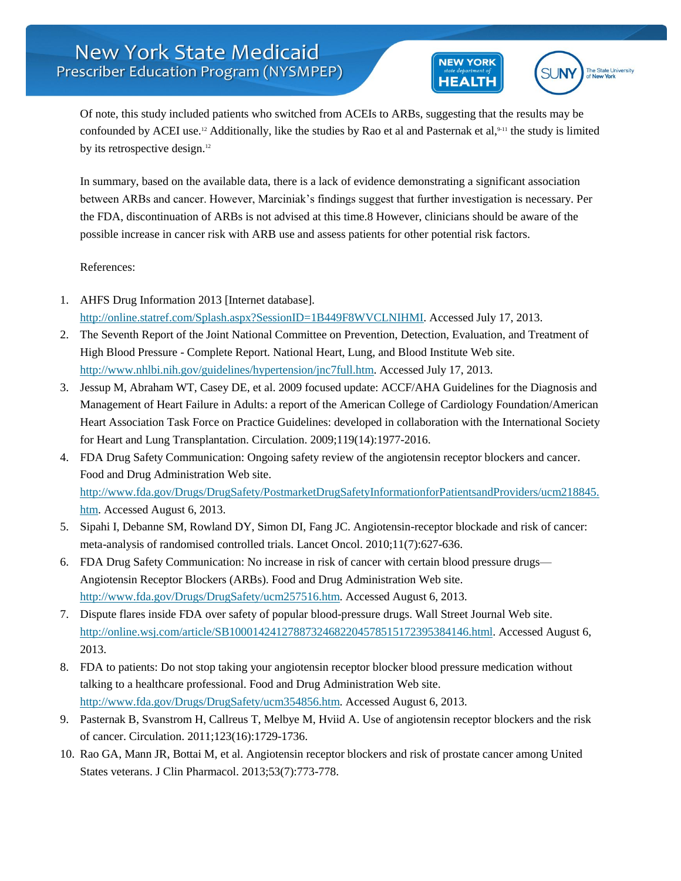Of note, this study included patients who switched from ACEIs to ARBs, suggesting that the results may be confounded by ACEI use.[12] Additionally, like the studies by Rao et al and Pasternak et al,[9-11] the study is limited by its retrospective design.[12]

In summary, based on the available data, there is a lack of evidence demonstrating a significant association between ARBs and cancer. However, Marciniak's findings suggest that further investigation is necessary. Per the FDA, discontinuation of ARBs is not advised at this time.8 However, clinicians should be aware of the possible increase in cancer risk with ARB use and assess patients for other potential risk factors.

References:

1. AHFS Drug Information 2013 [Internet database]. http://online.statref.com/Splash.aspx?SessionID=1B449F8WVCLNIHMI. Accessed July 17, 2013.
2. The Seventh Report of the Joint National Committee on Prevention, Detection, Evaluation, and Treatment of High Blood Pressure - Complete Report. National Heart, Lung, and Blood Institute Web site. http://www.nhlbi.nih.gov/guidelines/hypertension/jnc7full.htm. Accessed July 17, 2013.
3. Jessup M, Abraham WT, Casey DE, et al. 2009 focused update: ACCF/AHA Guidelines for the Diagnosis and Management of Heart Failure in Adults: a report of the American College of Cardiology Foundation/American Heart Association Task Force on Practice Guidelines: developed in collaboration with the International Society for Heart and Lung Transplantation. Circulation. 2009;119(14):1977-2016.
4. FDA Drug Safety Communication: Ongoing safety review of the angiotensin receptor blockers and cancer. Food and Drug Administration Web site. http://www.fda.gov/Drugs/DrugSafety/PostmarketDrugSafetyInformationforPatientsandProviders/ucm218845.htm. Accessed August 6, 2013.
5. Sipahi I, Debanne SM, Rowland DY, Simon DI, Fang JC. Angiotensin-receptor blockade and risk of cancer: meta-analysis of randomised controlled trials. Lancet Oncol. 2010;11(7):627-636.
6. FDA Drug Safety Communication: No increase in risk of cancer with certain blood pressure drugs—Angiotensin Receptor Blockers (ARBs). Food and Drug Administration Web site. http://www.fda.gov/Drugs/DrugSafety/ucm257516.htm. Accessed August 6, 2013.
7. Dispute flares inside FDA over safety of popular blood-pressure drugs. Wall Street Journal Web site. http://online.wsj.com/article/SB10001424127887324682204578515172395384146.html. Accessed August 6, 2013.
8. FDA to patients: Do not stop taking your angiotensin receptor blocker blood pressure medication without talking to a healthcare professional. Food and Drug Administration Web site. http://www.fda.gov/Drugs/DrugSafety/ucm354856.htm. Accessed August 6, 2013.
9. Pasternak B, Svanstrom H, Callreus T, Melbye M, Hviid A. Use of angiotensin receptor blockers and the risk of cancer. Circulation. 2011;123(16):1729-1736.
10. Rao GA, Mann JR, Bottai M, et al. Angiotensin receptor blockers and risk of prostate cancer among United States veterans. J Clin Pharmacol. 2013;53(7):773-778.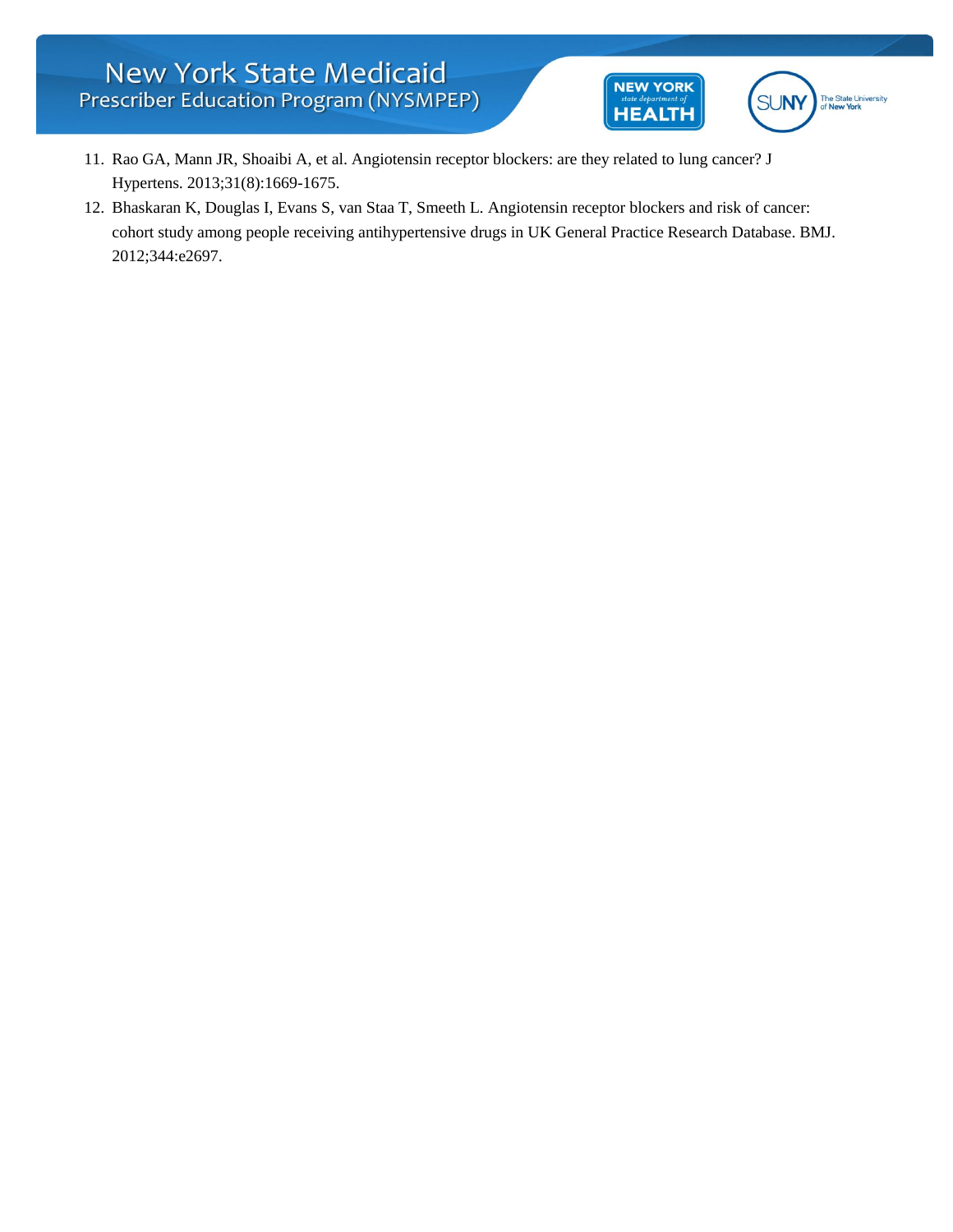11. Rao GA, Mann JR, Shoaibi A, et al. Angiotensin receptor blockers: are they related to lung cancer? J Hypertens. 2013;31(8):1669-1675.
12. Bhaskaran K, Douglas I, Evans S, van Staa T, Smeeth L. Angiotensin receptor blockers and risk of cancer: cohort study among people receiving antihypertensive drugs in UK General Practice Research Database. BMJ. 2012;344:e2697.